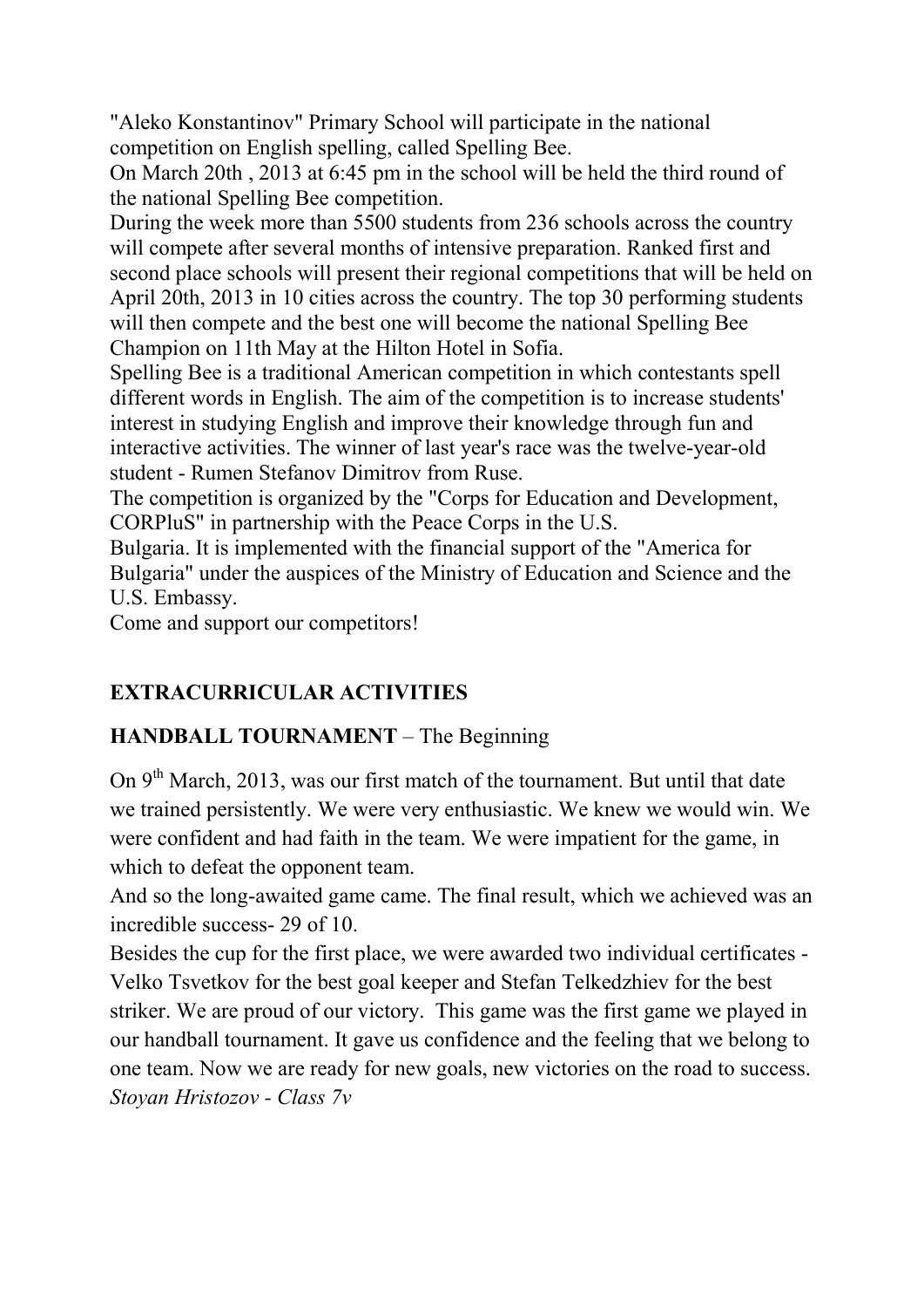"Aleko Konstantinov" Primary School will participate in the national competition on English spelling, called Spelling Bee.

On March 20th , 2013 at 6:45 pm in the school will be held the third round of the national Spelling Bee competition.

During the week more than 5500 students from 236 schools across the country will compete after several months of intensive preparation. Ranked first and second place schools will present their regional competitions that will be held on April 20th, 2013 in 10 cities across the country. The top 30 performing students will then compete and the best one will become the national Spelling Bee Champion on 11th May at the Hilton Hotel in Sofia.

Spelling Bee is a traditional American competition in which contestants spell different words in English. The aim of the competition is to increase students' interest in studying English and improve their knowledge through fun and interactive activities. The winner of last year's race was the twelve-year-old student - Rumen Stefanov Dimitrov from Ruse.

The competition is organized by the "Corps for Education and Development, CORPluS" in partnership with the Peace Corps in the U.S.

Bulgaria. It is implemented with the financial support of the "America for Bulgaria" under the auspices of the Ministry of Education and Science and the U.S. Embassy.

Come and support our competitors!

## EXTRACURRICULAR ACTIVITIES

**HANDBALL TOURNAMENT** – The Beginning

On 9th March, 2013, was our first match of the tournament. But until that date we trained persistently. We were very enthusiastic. We knew we would win. We were confident and had faith in the team. We were impatient for the game, in which to defeat the opponent team.

And so the long-awaited game came. The final result, which we achieved was an incredible success- 29 of 10.

Besides the cup for the first place, we were awarded two individual certificates - Velko Tsvetkov for the best goal keeper and Stefan Telkedzhiev for the best striker. We are proud of our victory. This game was the first game we played in our handball tournament. It gave us confidence and the feeling that we belong to one team. Now we are ready for new goals, new victories on the road to success.

*Stoyan Hristozov - Class 7v*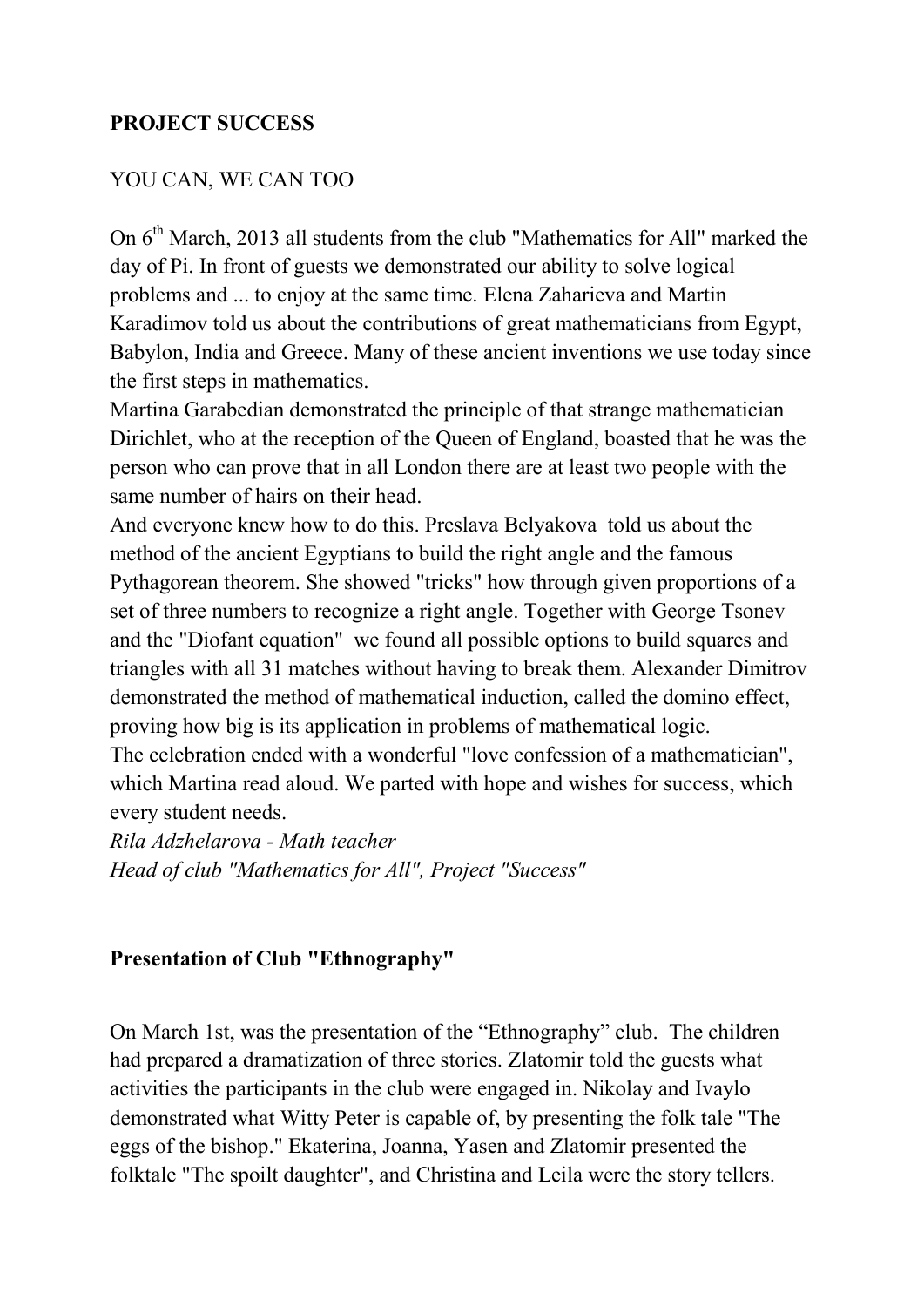**PROJECT SUCCESS**

YOU CAN, WE CAN TOO

On 6th March, 2013 all students from the club "Mathematics for All" marked the day of Pi. In front of guests we demonstrated our ability to solve logical problems and ... to enjoy at the same time. Elena Zaharieva and Martin Karadimov told us about the contributions of great mathematicians from Egypt, Babylon, India and Greece. Many of these ancient inventions we use today since the first steps in mathematics.
Martina Garabedian demonstrated the principle of that strange mathematician Dirichlet, who at the reception of the Queen of England, boasted that he was the person who can prove that in all London there are at least two people with the same number of hairs on their head.
And everyone knew how to do this. Preslava Belyakova told us about the method of the ancient Egyptians to build the right angle and the famous Pythagorean theorem. She showed "tricks" how through given proportions of a set of three numbers to recognize a right angle. Together with George Tsonev and the "Diofant equation" we found all possible options to build squares and triangles with all 31 matches without having to break them. Alexander Dimitrov demonstrated the method of mathematical induction, called the domino effect, proving how big is its application in problems of mathematical logic.
The celebration ended with a wonderful "love confession of a mathematician", which Martina read aloud. We parted with hope and wishes for success, which every student needs.
*Rila Adzhelarova - Math teacher*
*Head of club "Mathematics for All", Project "Success"*

**Presentation of Club "Ethnography"**

On March 1st, was the presentation of the "Ethnography" club. The children had prepared a dramatization of three stories. Zlatomir told the guests what activities the participants in the club were engaged in. Nikolay and Ivaylo demonstrated what Witty Peter is capable of, by presenting the folk tale "The eggs of the bishop." Ekaterina, Joanna, Yasen and Zlatomir presented the folktale "The spoilt daughter", and Christina and Leila were the story tellers.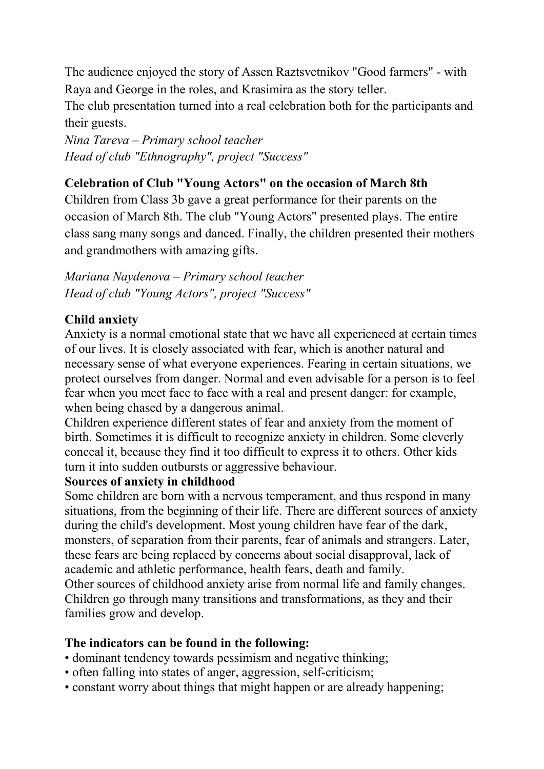The audience enjoyed the story of Assen Raztsvetnikov "Good farmers" - with Raya and George in the roles, and Krasimira as the story teller.
The club presentation turned into a real celebration both for the participants and their guests.

*Nina Tareva – Primary school teacher*
*Head of club "Ethnography", project "Success"*

**Celebration of Club "Young Actors" on the occasion of March 8th**

Children from Class 3b gave a great performance for their parents on the occasion of March 8th. The club "Young Actors" presented plays. The entire class sang many songs and danced. Finally, the children presented their mothers and grandmothers with amazing gifts.

*Mariana Naydenova – Primary school teacher*
*Head of club "Young Actors", project "Success"*

**Child anxiety**

Anxiety is a normal emotional state that we have all experienced at certain times of our lives. It is closely associated with fear, which is another natural and necessary sense of what everyone experiences. Fearing in certain situations, we protect ourselves from danger. Normal and even advisable for a person is to feel fear when you meet face to face with a real and present danger: for example, when being chased by a dangerous animal.
Children experience different states of fear and anxiety from the moment of birth. Sometimes it is difficult to recognize anxiety in children. Some cleverly conceal it, because they find it too difficult to express it to others. Other kids turn it into sudden outbursts or aggressive behaviour.

**Sources of anxiety in childhood**

Some children are born with a nervous temperament, and thus respond in many situations, from the beginning of their life. There are different sources of anxiety during the child's development. Most young children have fear of the dark, monsters, of separation from their parents, fear of animals and strangers. Later, these fears are being replaced by concerns about social disapproval, lack of academic and athletic performance, health fears, death and family.
Other sources of childhood anxiety arise from normal life and family changes. Children go through many transitions and transformations, as they and their families grow and develop.

**The indicators can be found in the following:**

- dominant tendency towards pessimism and negative thinking;
- often falling into states of anger, aggression, self-criticism;
- constant worry about things that might happen or are already happening;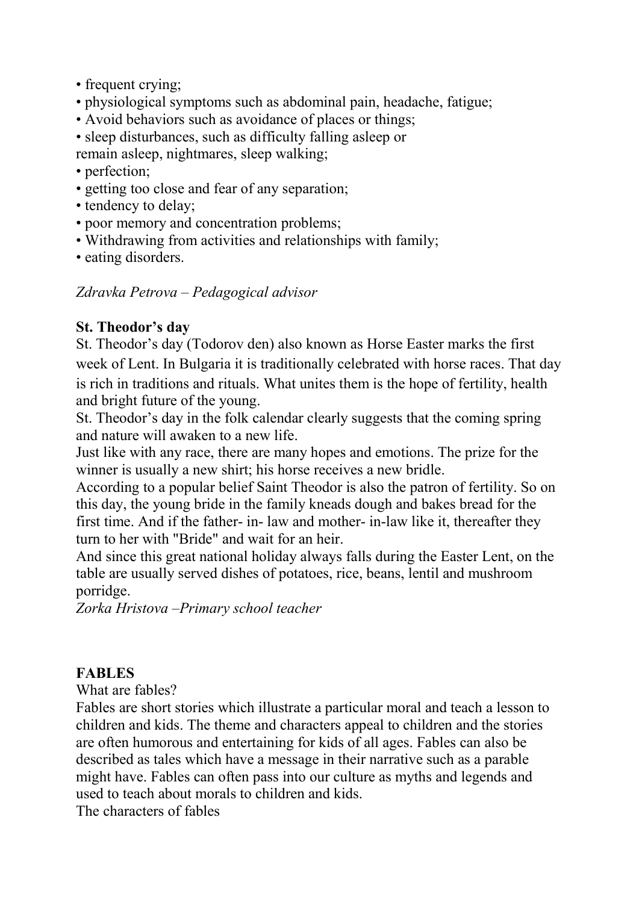- frequent crying;
- physiological symptoms such as abdominal pain, headache, fatigue;
- Avoid behaviors such as avoidance of places or things;
- sleep disturbances, such as difficulty falling asleep or remain asleep, nightmares, sleep walking;
- perfection;
- getting too close and fear of any separation;
- tendency to delay;
- poor memory and concentration problems;
- Withdrawing from activities and relationships with family;
- eating disorders.

*Zdravka Petrova – Pedagogical advisor*

**St. Theodor's day**

St. Theodor's day (Todorov den) also known as Horse Easter marks the first week of Lent. In Bulgaria it is traditionally celebrated with horse races. That day is rich in traditions and rituals. What unites them is the hope of fertility, health and bright future of the young.

St. Theodor's day in the folk calendar clearly suggests that the coming spring and nature will awaken to a new life.

Just like with any race, there are many hopes and emotions. The prize for the winner is usually a new shirt; his horse receives a new bridle.

According to a popular belief Saint Theodor is also the patron of fertility. So on this day, the young bride in the family kneads dough and bakes bread for the first time. And if the father- in- law and mother- in-law like it, thereafter they turn to her with "Bride" and wait for an heir.

And since this great national holiday always falls during the Easter Lent, on the table are usually served dishes of potatoes, rice, beans, lentil and mushroom porridge.

*Zorka Hristova –Primary school teacher*

**FABLES**

What are fables?

Fables are short stories which illustrate a particular moral and teach a lesson to children and kids. The theme and characters appeal to children and the stories are often humorous and entertaining for kids of all ages. Fables can also be described as tales which have a message in their narrative such as a parable might have. Fables can often pass into our culture as myths and legends and used to teach about morals to children and kids.

The characters of fables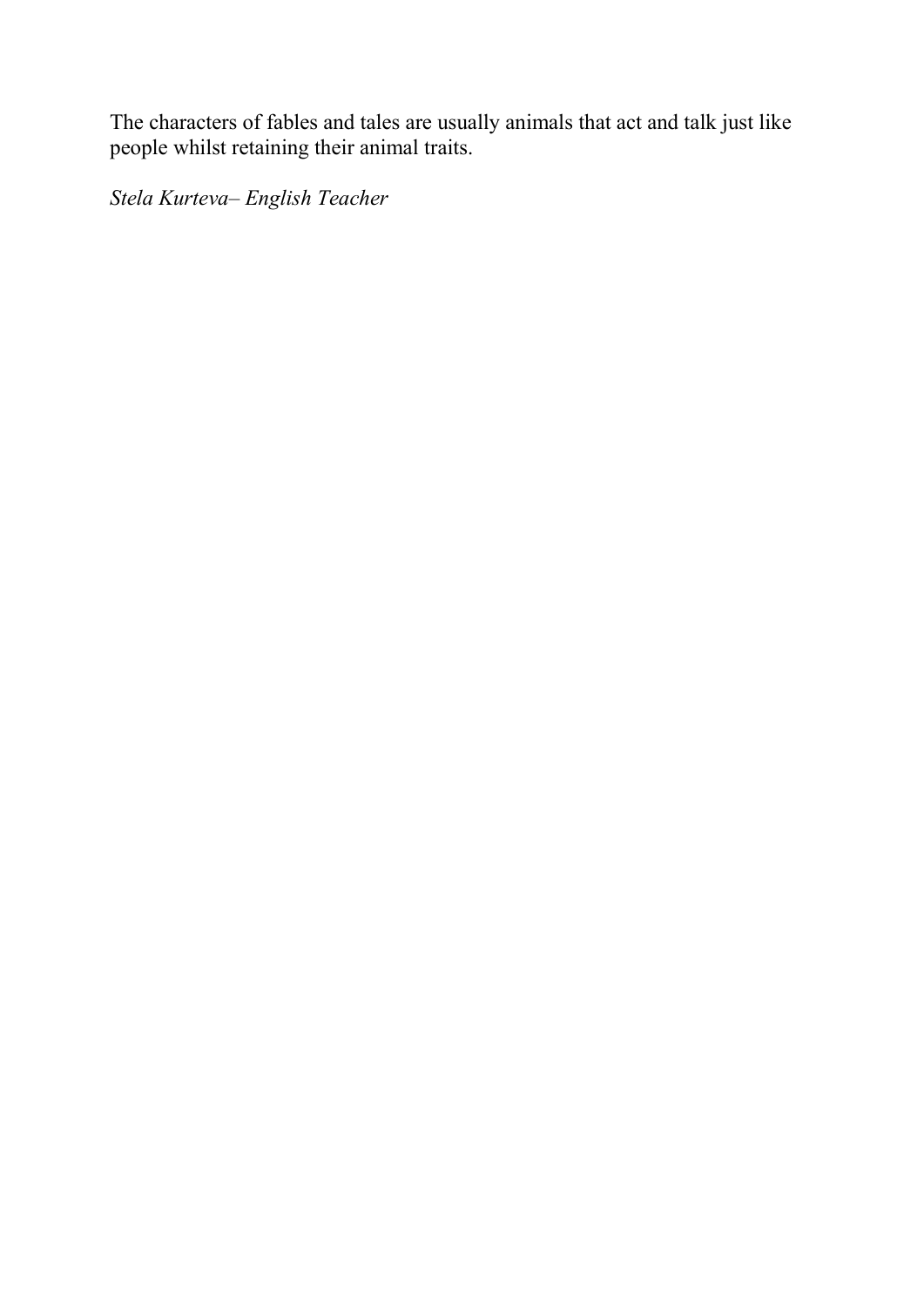The characters of fables and tales are usually animals that act and talk just like people whilst retaining their animal traits.

*Stela Kurteva– English Teacher*